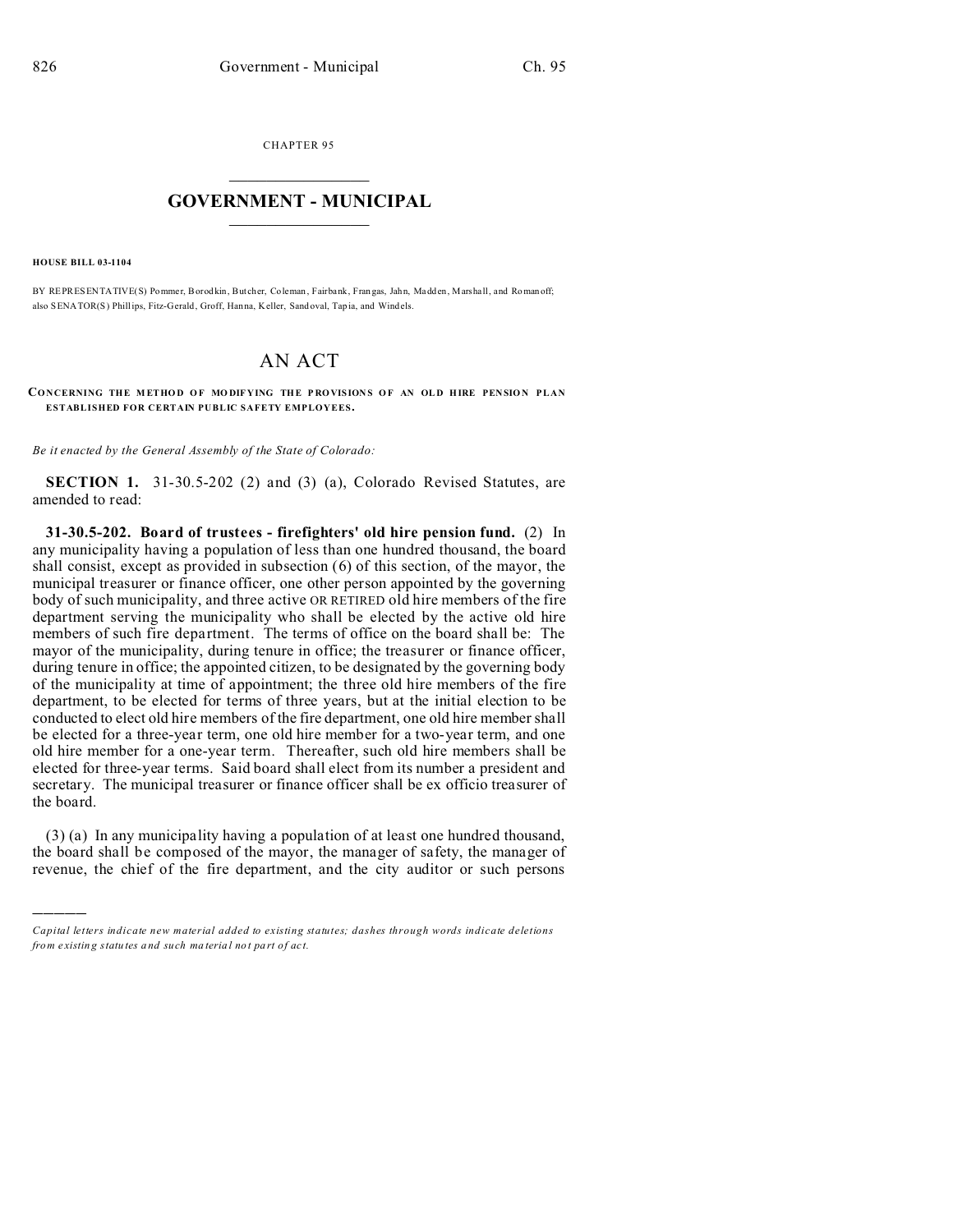CHAPTER 95

# GOVERNMENT - MUNICIPAL

**HOUSE BILL 03-1104**

BY REPRESENTATIVE(S) Pommer, Borodkin, Butcher, Coleman, Fairbank, Frangas, Jahn, Madden, Marshall, and Romanoff; also SENATOR(S) Phillips, Fitz-Gerald, Groff, Hanna, Keller, Sandoval, Tapia, and Windels.

# AN ACT

**CONCERNING THE METHOD OF MODIFYING THE PROVISIONS OF AN OLD HIRE PENSION PLAN ESTABLISHED FOR CERTAIN PUBLIC SAFETY EMPLOYEES.**

*Be it enacted by the General Assembly of the State of Colorado:*

**SECTION 1.** 31-30.5-202 (2) and (3) (a), Colorado Revised Statutes, are amended to read:

**31-30.5-202. Board of trustees - firefighters' old hire pension fund.** (2) In any municipality having a population of less than one hundred thousand, the board shall consist, except as provided in subsection (6) of this section, of the mayor, the municipal treasurer or finance officer, one other person appointed by the governing body of such municipality, and three active OR RETIRED old hire members of the fire department serving the municipality who shall be elected by the active old hire members of such fire department. The terms of office on the board shall be: The mayor of the municipality, during tenure in office; the treasurer or finance officer, during tenure in office; the appointed citizen, to be designated by the governing body of the municipality at time of appointment; the three old hire members of the fire department, to be elected for terms of three years, but at the initial election to be conducted to elect old hire members of the fire department, one old hire member shall be elected for a three-year term, one old hire member for a two-year term, and one old hire member for a one-year term. Thereafter, such old hire members shall be elected for three-year terms. Said board shall elect from its number a president and secretary. The municipal treasurer or finance officer shall be ex officio treasurer of the board.

(3) (a) In any municipality having a population of at least one hundred thousand, the board shall be composed of the mayor, the manager of safety, the manager of revenue, the chief of the fire department, and the city auditor or such persons

---

*Capital letters indicate new material added to existing statutes; dashes through words indicate deletions from existing statutes and such material not part of act.*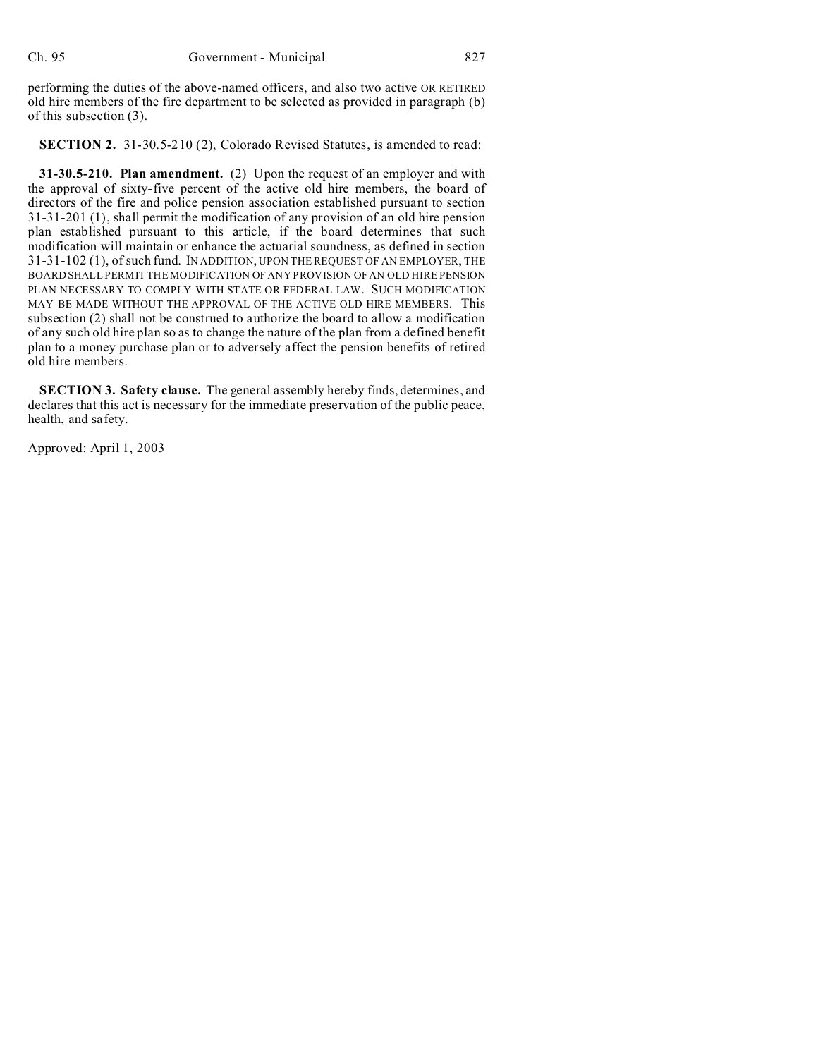performing the duties of the above-named officers, and also two active OR RETIRED old hire members of the fire department to be selected as provided in paragraph (b) of this subsection (3).

**SECTION 2.** 31-30.5-210 (2), Colorado Revised Statutes, is amended to read:

**31-30.5-210. Plan amendment.** (2) Upon the request of an employer and with the approval of sixty-five percent of the active old hire members, the board of directors of the fire and police pension association established pursuant to section 31-31-201 (1), shall permit the modification of any provision of an old hire pension plan established pursuant to this article, if the board determines that such modification will maintain or enhance the actuarial soundness, as defined in section 31-31-102 (1), of such fund. IN ADDITION, UPON THE REQUEST OF AN EMPLOYER, THE BOARD SHALL PERMIT THE MODIFICATION OF ANY PROVISION OF AN OLD HIRE PENSION PLAN NECESSARY TO COMPLY WITH STATE OR FEDERAL LAW. SUCH MODIFICATION MAY BE MADE WITHOUT THE APPROVAL OF THE ACTIVE OLD HIRE MEMBERS. This subsection (2) shall not be construed to authorize the board to allow a modification of any such old hire plan so as to change the nature of the plan from a defined benefit plan to a money purchase plan or to adversely affect the pension benefits of retired old hire members.

**SECTION 3. Safety clause.** The general assembly hereby finds, determines, and declares that this act is necessary for the immediate preservation of the public peace, health, and safety.

Approved: April 1, 2003